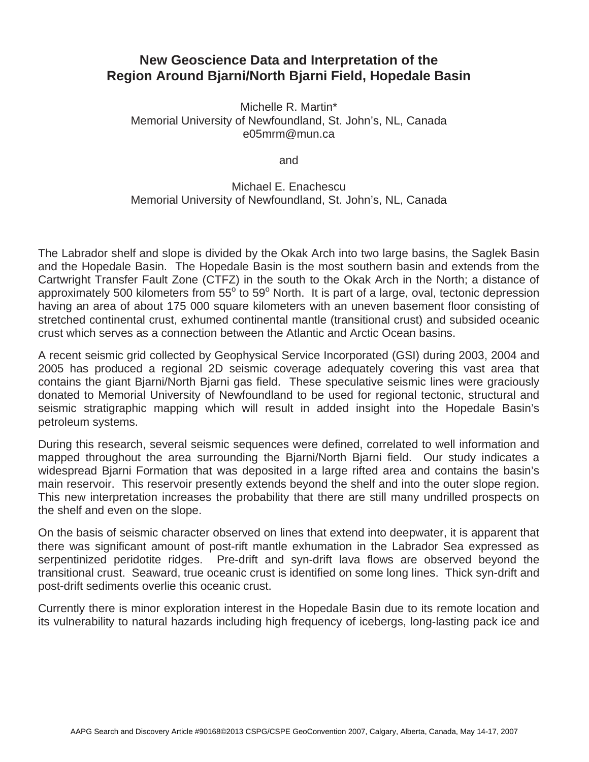# New Geoscience Data and Interpretation of the Region Around Bjarni/North Bjarni Field, Hopedale Basin

Michelle R. Martin*
Memorial University of Newfoundland, St. John's, NL, Canada
e05mrm@mun.ca

and

Michael E. Enachescu
Memorial University of Newfoundland, St. John's, NL, Canada

The Labrador shelf and slope is divided by the Okak Arch into two large basins, the Saglek Basin and the Hopedale Basin. The Hopedale Basin is the most southern basin and extends from the Cartwright Transfer Fault Zone (CTFZ) in the south to the Okak Arch in the North; a distance of approximately 500 kilometers from 55$^{o}$ to 59$^{o}$ North. It is part of a large, oval, tectonic depression having an area of about 175 000 square kilometers with an uneven basement floor consisting of stretched continental crust, exhumed continental mantle (transitional crust) and subsided oceanic crust which serves as a connection between the Atlantic and Arctic Ocean basins.

A recent seismic grid collected by Geophysical Service Incorporated (GSI) during 2003, 2004 and 2005 has produced a regional 2D seismic coverage adequately covering this vast area that contains the giant Bjarni/North Bjarni gas field. These speculative seismic lines were graciously donated to Memorial University of Newfoundland to be used for regional tectonic, structural and seismic stratigraphic mapping which will result in added insight into the Hopedale Basin's petroleum systems.

During this research, several seismic sequences were defined, correlated to well information and mapped throughout the area surrounding the Bjarni/North Bjarni field. Our study indicates a widespread Bjarni Formation that was deposited in a large rifted area and contains the basin's main reservoir. This reservoir presently extends beyond the shelf and into the outer slope region. This new interpretation increases the probability that there are still many undrilled prospects on the shelf and even on the slope.

On the basis of seismic character observed on lines that extend into deepwater, it is apparent that there was significant amount of post-rift mantle exhumation in the Labrador Sea expressed as serpentinized peridotite ridges. Pre-drift and syn-drift lava flows are observed beyond the transitional crust. Seaward, true oceanic crust is identified on some long lines. Thick syn-drift and post-drift sediments overlie this oceanic crust.

Currently there is minor exploration interest in the Hopedale Basin due to its remote location and its vulnerability to natural hazards including high frequency of icebergs, long-lasting pack ice and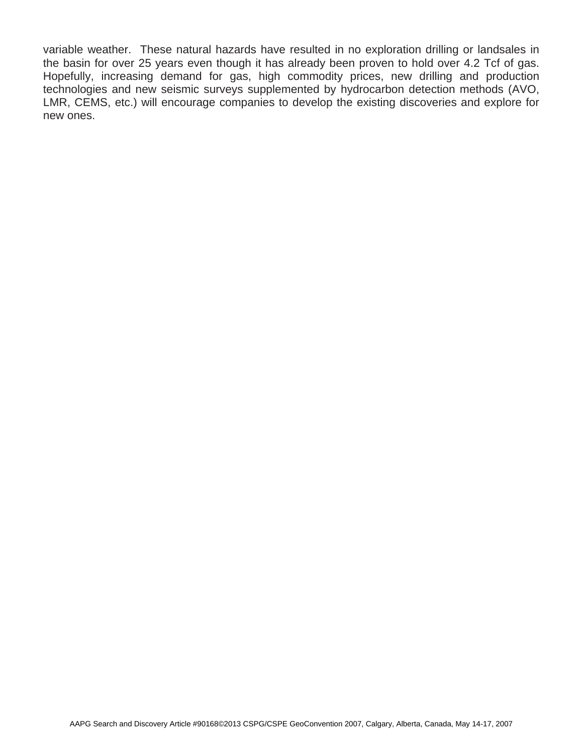variable weather. These natural hazards have resulted in no exploration drilling or landsales in the basin for over 25 years even though it has already been proven to hold over 4.2 Tcf of gas. Hopefully, increasing demand for gas, high commodity prices, new drilling and production technologies and new seismic surveys supplemented by hydrocarbon detection methods (AVO, LMR, CEMS, etc.) will encourage companies to develop the existing discoveries and explore for new ones.